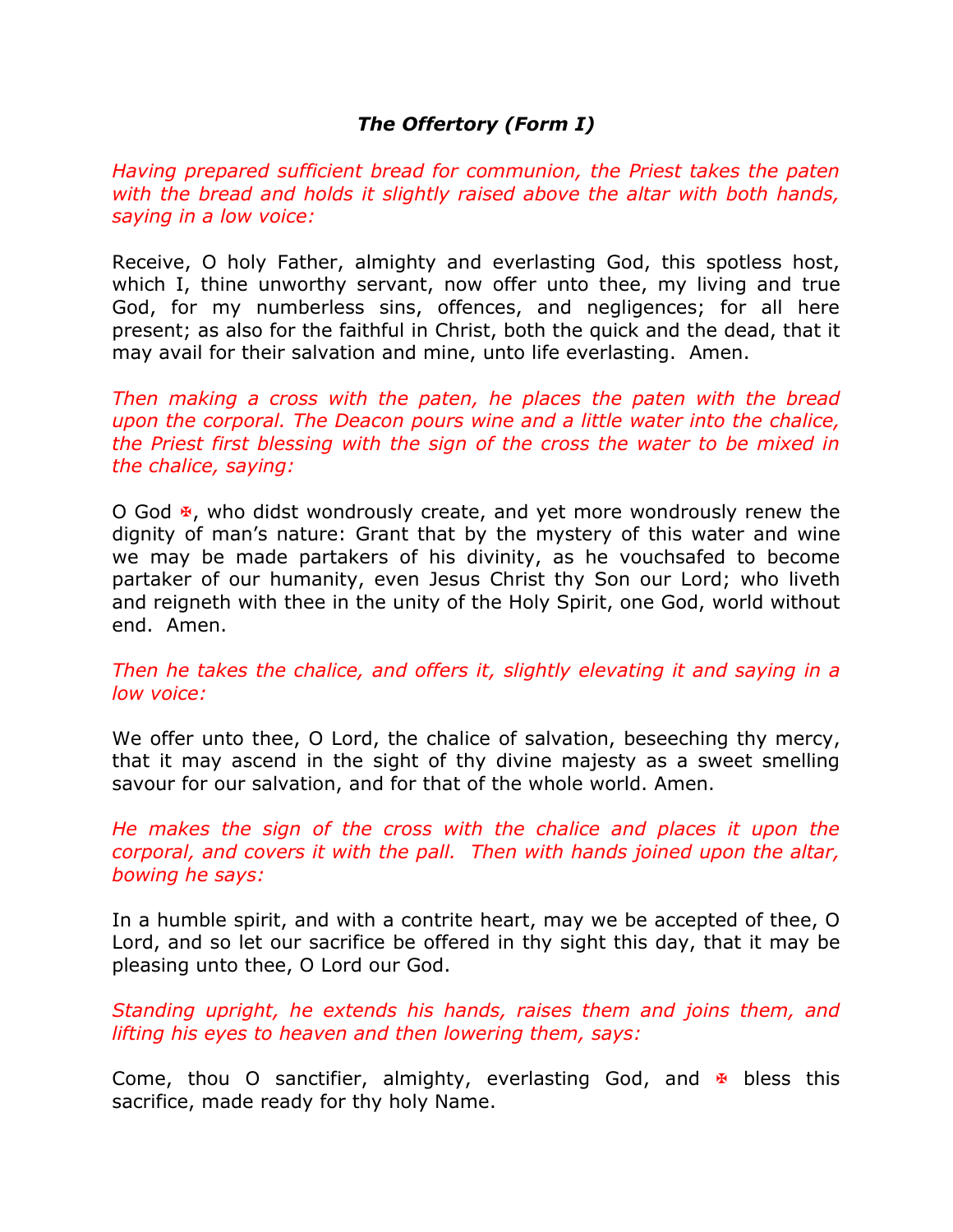### ***The Offertory (Form I)***

*Having prepared sufficient bread for communion, the Priest takes the paten with the bread and holds it slightly raised above the altar with both hands, saying in a low voice:*

Receive, O holy Father, almighty and everlasting God, this spotless host, which I, thine unworthy servant, now offer unto thee, my living and true God, for my numberless sins, offences, and negligences; for all here present; as also for the faithful in Christ, both the quick and the dead, that it may avail for their salvation and mine, unto life everlasting. Amen.

*Then making a cross with the paten, he places the paten with the bread upon the corporal. The Deacon pours wine and a little water into the chalice, the Priest first blessing with the sign of the cross the water to be mixed in the chalice, saying:*

O God ✠, who didst wondrously create, and yet more wondrously renew the dignity of man's nature: Grant that by the mystery of this water and wine we may be made partakers of his divinity, as he vouchsafed to become partaker of our humanity, even Jesus Christ thy Son our Lord; who liveth and reigneth with thee in the unity of the Holy Spirit, one God, world without end. Amen.

*Then he takes the chalice, and offers it, slightly elevating it and saying in a low voice:*

We offer unto thee, O Lord, the chalice of salvation, beseeching thy mercy, that it may ascend in the sight of thy divine majesty as a sweet smelling savour for our salvation, and for that of the whole world. Amen.

*He makes the sign of the cross with the chalice and places it upon the corporal, and covers it with the pall. Then with hands joined upon the altar, bowing he says:*

In a humble spirit, and with a contrite heart, may we be accepted of thee, O Lord, and so let our sacrifice be offered in thy sight this day, that it may be pleasing unto thee, O Lord our God.

*Standing upright, he extends his hands, raises them and joins them, and lifting his eyes to heaven and then lowering them, says:*

Come, thou O sanctifier, almighty, everlasting God, and ✠ bless this sacrifice, made ready for thy holy Name.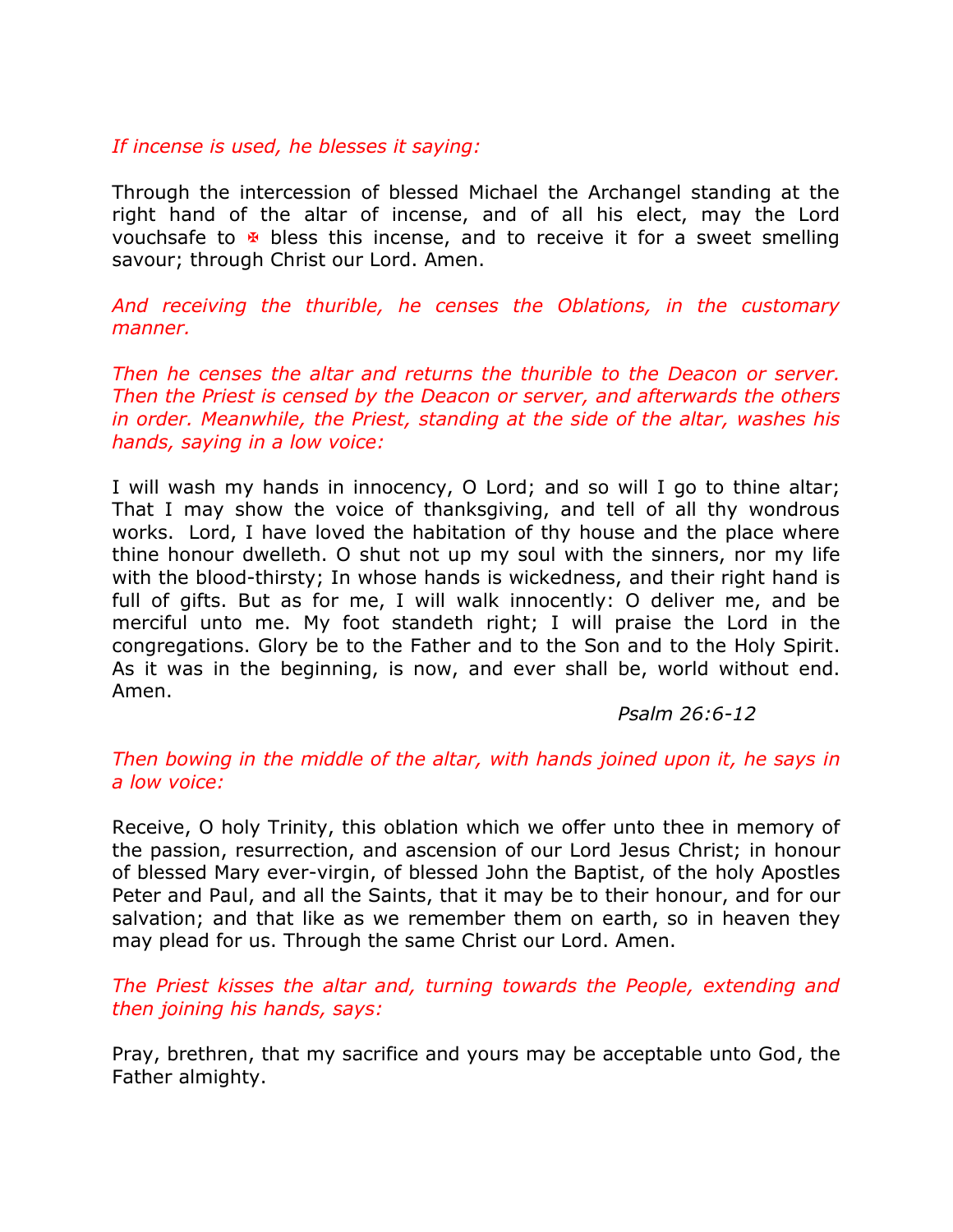*If incense is used, he blesses it saying:*

Through the intercession of blessed Michael the Archangel standing at the right hand of the altar of incense, and of all his elect, may the Lord vouchsafe to ✠ bless this incense, and to receive it for a sweet smelling savour; through Christ our Lord. Amen.

*And receiving the thurible, he censes the Oblations, in the customary manner.*

*Then he censes the altar and returns the thurible to the Deacon or server. Then the Priest is censed by the Deacon or server, and afterwards the others in order. Meanwhile, the Priest, standing at the side of the altar, washes his hands, saying in a low voice:*

I will wash my hands in innocency, O Lord; and so will I go to thine altar; That I may show the voice of thanksgiving, and tell of all thy wondrous works. Lord, I have loved the habitation of thy house and the place where thine honour dwelleth. O shut not up my soul with the sinners, nor my life with the blood-thirsty; In whose hands is wickedness, and their right hand is full of gifts. But as for me, I will walk innocently: O deliver me, and be merciful unto me. My foot standeth right; I will praise the Lord in the congregations. Glory be to the Father and to the Son and to the Holy Spirit. As it was in the beginning, is now, and ever shall be, world without end. Amen.

*Psalm 26:6-12*

*Then bowing in the middle of the altar, with hands joined upon it, he says in a low voice:*

Receive, O holy Trinity, this oblation which we offer unto thee in memory of the passion, resurrection, and ascension of our Lord Jesus Christ; in honour of blessed Mary ever-virgin, of blessed John the Baptist, of the holy Apostles Peter and Paul, and all the Saints, that it may be to their honour, and for our salvation; and that like as we remember them on earth, so in heaven they may plead for us. Through the same Christ our Lord. Amen.

*The Priest kisses the altar and, turning towards the People, extending and then joining his hands, says:*

Pray, brethren, that my sacrifice and yours may be acceptable unto God, the Father almighty.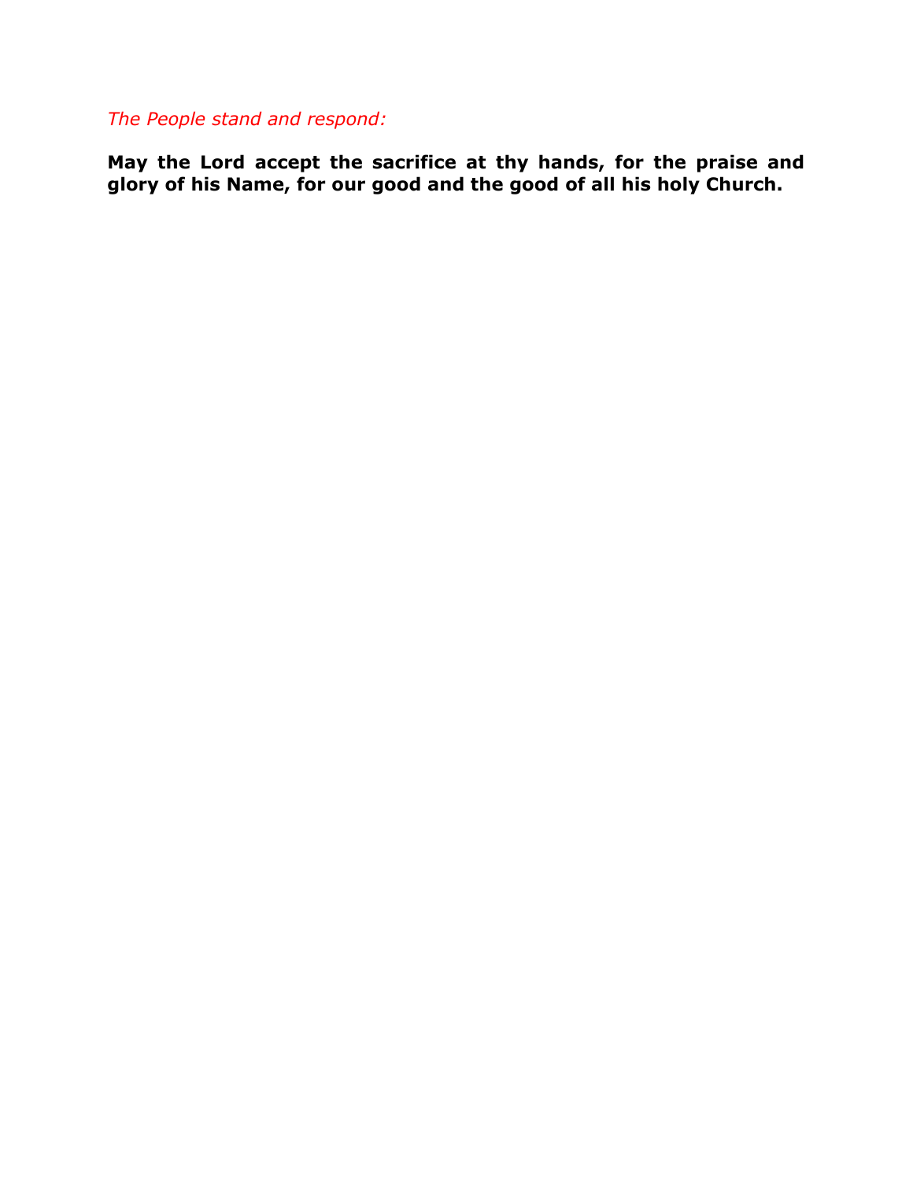*The People stand and respond:*

**May the Lord accept the sacrifice at thy hands, for the praise and glory of his Name, for our good and the good of all his holy Church.**